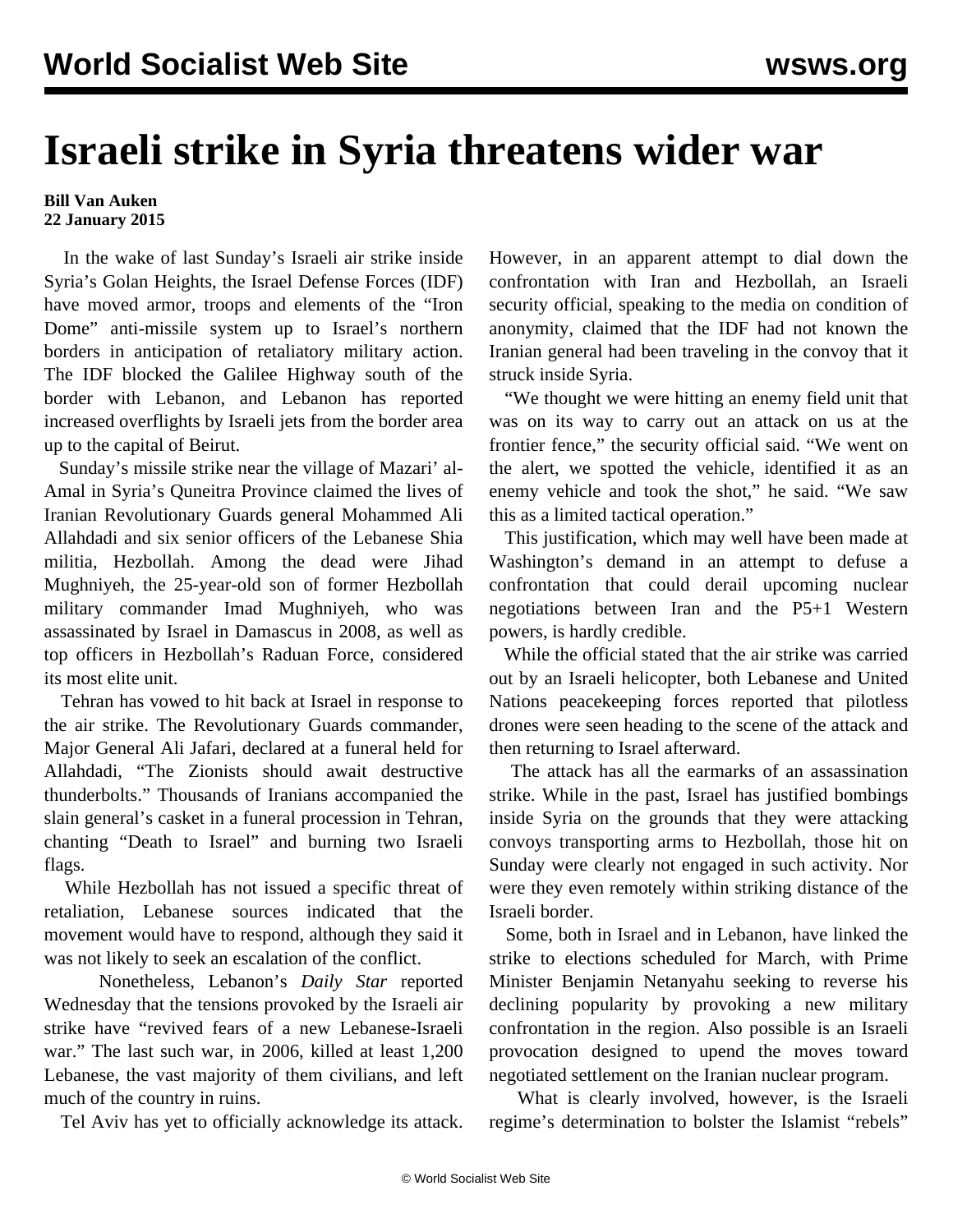# Israeli strike in Syria threatens wider war

**Bill Van Auken**
**22 January 2015**

In the wake of last Sunday's Israeli air strike inside Syria's Golan Heights, the Israel Defense Forces (IDF) have moved armor, troops and elements of the "Iron Dome" anti-missile system up to Israel's northern borders in anticipation of retaliatory military action. The IDF blocked the Galilee Highway south of the border with Lebanon, and Lebanon has reported increased overflights by Israeli jets from the border area up to the capital of Beirut.

Sunday's missile strike near the village of Mazari' al-Amal in Syria's Quneitra Province claimed the lives of Iranian Revolutionary Guards general Mohammed Ali Allahdadi and six senior officers of the Lebanese Shia militia, Hezbollah. Among the dead were Jihad Mughniyeh, the 25-year-old son of former Hezbollah military commander Imad Mughniyeh, who was assassinated by Israel in Damascus in 2008, as well as top officers in Hezbollah's Raduan Force, considered its most elite unit.

Tehran has vowed to hit back at Israel in response to the air strike. The Revolutionary Guards commander, Major General Ali Jafari, declared at a funeral held for Allahdadi, "The Zionists should await destructive thunderbolts." Thousands of Iranians accompanied the slain general's casket in a funeral procession in Tehran, chanting "Death to Israel" and burning two Israeli flags.

While Hezbollah has not issued a specific threat of retaliation, Lebanese sources indicated that the movement would have to respond, although they said it was not likely to seek an escalation of the conflict.

Nonetheless, Lebanon's *Daily Star* reported Wednesday that the tensions provoked by the Israeli air strike have "revived fears of a new Lebanese-Israeli war." The last such war, in 2006, killed at least 1,200 Lebanese, the vast majority of them civilians, and left much of the country in ruins.

Tel Aviv has yet to officially acknowledge its attack. However, in an apparent attempt to dial down the confrontation with Iran and Hezbollah, an Israeli security official, speaking to the media on condition of anonymity, claimed that the IDF had not known the Iranian general had been traveling in the convoy that it struck inside Syria.

"We thought we were hitting an enemy field unit that was on its way to carry out an attack on us at the frontier fence," the security official said. "We went on the alert, we spotted the vehicle, identified it as an enemy vehicle and took the shot," he said. "We saw this as a limited tactical operation."

This justification, which may well have been made at Washington's demand in an attempt to defuse a confrontation that could derail upcoming nuclear negotiations between Iran and the P5+1 Western powers, is hardly credible.

While the official stated that the air strike was carried out by an Israeli helicopter, both Lebanese and United Nations peacekeeping forces reported that pilotless drones were seen heading to the scene of the attack and then returning to Israel afterward.

The attack has all the earmarks of an assassination strike. While in the past, Israel has justified bombings inside Syria on the grounds that they were attacking convoys transporting arms to Hezbollah, those hit on Sunday were clearly not engaged in such activity. Nor were they even remotely within striking distance of the Israeli border.

Some, both in Israel and in Lebanon, have linked the strike to elections scheduled for March, with Prime Minister Benjamin Netanyahu seeking to reverse his declining popularity by provoking a new military confrontation in the region. Also possible is an Israeli provocation designed to upend the moves toward negotiated settlement on the Iranian nuclear program.

What is clearly involved, however, is the Israeli regime's determination to bolster the Islamist "rebels"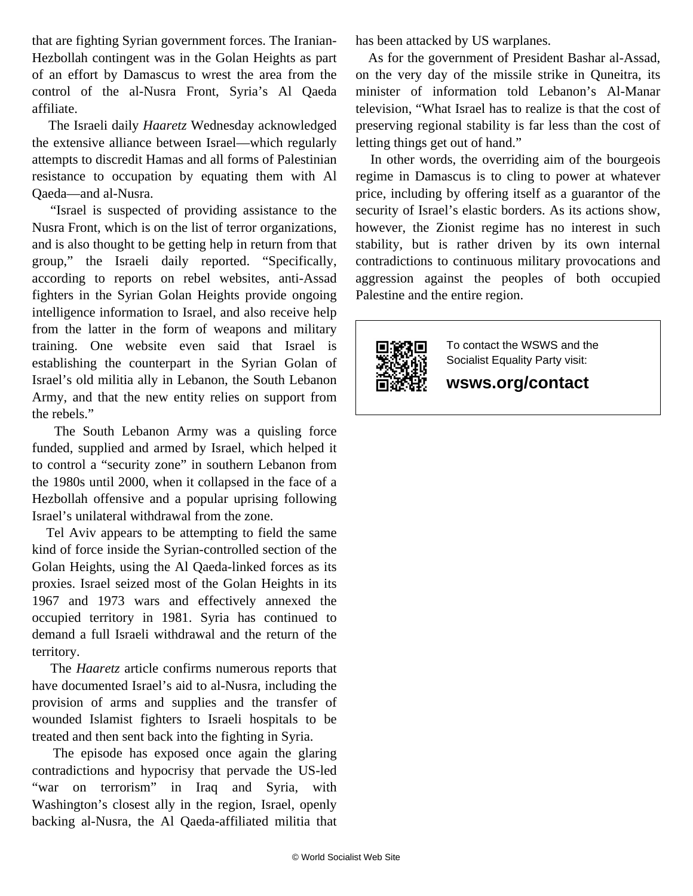that are fighting Syrian government forces. The Iranian-Hezbollah contingent was in the Golan Heights as part of an effort by Damascus to wrest the area from the control of the al-Nusra Front, Syria's Al Qaeda affiliate.

The Israeli daily *Haaretz* Wednesday acknowledged the extensive alliance between Israel—which regularly attempts to discredit Hamas and all forms of Palestinian resistance to occupation by equating them with Al Qaeda—and al-Nusra.

"Israel is suspected of providing assistance to the Nusra Front, which is on the list of terror organizations, and is also thought to be getting help in return from that group," the Israeli daily reported. "Specifically, according to reports on rebel websites, anti-Assad fighters in the Syrian Golan Heights provide ongoing intelligence information to Israel, and also receive help from the latter in the form of weapons and military training. One website even said that Israel is establishing the counterpart in the Syrian Golan of Israel's old militia ally in Lebanon, the South Lebanon Army, and that the new entity relies on support from the rebels."

The South Lebanon Army was a quisling force funded, supplied and armed by Israel, which helped it to control a "security zone" in southern Lebanon from the 1980s until 2000, when it collapsed in the face of a Hezbollah offensive and a popular uprising following Israel's unilateral withdrawal from the zone.

Tel Aviv appears to be attempting to field the same kind of force inside the Syrian-controlled section of the Golan Heights, using the Al Qaeda-linked forces as its proxies. Israel seized most of the Golan Heights in its 1967 and 1973 wars and effectively annexed the occupied territory in 1981. Syria has continued to demand a full Israeli withdrawal and the return of the territory.

The *Haaretz* article confirms numerous reports that have documented Israel's aid to al-Nusra, including the provision of arms and supplies and the transfer of wounded Islamist fighters to Israeli hospitals to be treated and then sent back into the fighting in Syria.

The episode has exposed once again the glaring contradictions and hypocrisy that pervade the US-led "war on terrorism" in Iraq and Syria, with Washington's closest ally in the region, Israel, openly backing al-Nusra, the Al Qaeda-affiliated militia that has been attacked by US warplanes.

As for the government of President Bashar al-Assad, on the very day of the missile strike in Quneitra, its minister of information told Lebanon's Al-Manar television, "What Israel has to realize is that the cost of preserving regional stability is far less than the cost of letting things get out of hand."

In other words, the overriding aim of the bourgeois regime in Damascus is to cling to power at whatever price, including by offering itself as a guarantor of the security of Israel's elastic borders. As its actions show, however, the Zionist regime has no interest in such stability, but is rather driven by its own internal contradictions to continuous military provocations and aggression against the peoples of both occupied Palestine and the entire region.

To contact the WSWS and the Socialist Equality Party visit:

**wsws.org/contact**